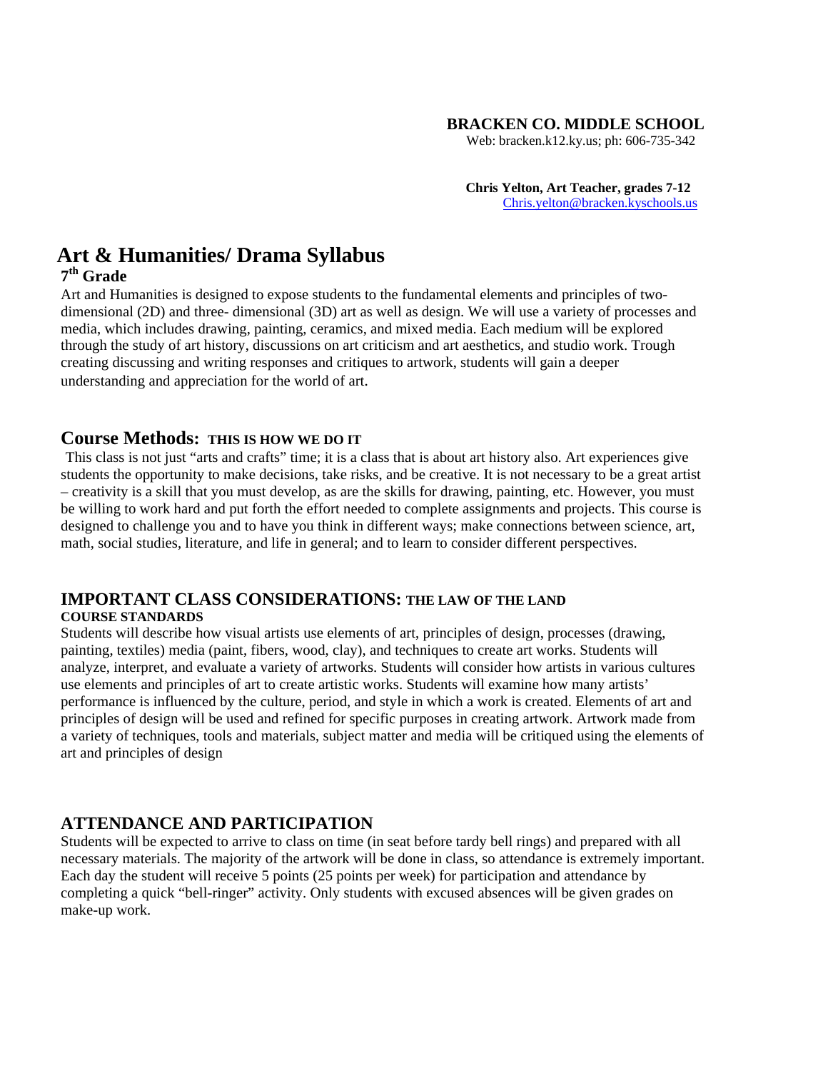**BRACKEN CO. MIDDLE SCHOOL**
Web: bracken.k12.ky.us; ph: 606-735-342

**Chris Yelton, Art Teacher, grades 7-12**
Chris.yelton@bracken.kyschools.us

# Art & Humanities/ Drama Syllabus

## 7th Grade

Art and Humanities is designed to expose students to the fundamental elements and principles of two-dimensional (2D) and three- dimensional (3D) art as well as design. We will use a variety of processes and media, which includes drawing, painting, ceramics, and mixed media. Each medium will be explored through the study of art history, discussions on art criticism and art aesthetics, and studio work. Trough creating discussing and writing responses and critiques to artwork, students will gain a deeper understanding and appreciation for the world of art.

## Course Methods: THIS IS HOW WE DO IT

This class is not just "arts and crafts" time; it is a class that is about art history also. Art experiences give students the opportunity to make decisions, take risks, and be creative. It is not necessary to be a great artist – creativity is a skill that you must develop, as are the skills for drawing, painting, etc. However, you must be willing to work hard and put forth the effort needed to complete assignments and projects. This course is designed to challenge you and to have you think in different ways; make connections between science, art, math, social studies, literature, and life in general; and to learn to consider different perspectives.

## IMPORTANT CLASS CONSIDERATIONS: THE LAW OF THE LAND

**COURSE STANDARDS**

Students will describe how visual artists use elements of art, principles of design, processes (drawing, painting, textiles) media (paint, fibers, wood, clay), and techniques to create art works. Students will analyze, interpret, and evaluate a variety of artworks. Students will consider how artists in various cultures use elements and principles of art to create artistic works. Students will examine how many artists' performance is influenced by the culture, period, and style in which a work is created. Elements of art and principles of design will be used and refined for specific purposes in creating artwork. Artwork made from a variety of techniques, tools and materials, subject matter and media will be critiqued using the elements of art and principles of design

## ATTENDANCE AND PARTICIPATION

Students will be expected to arrive to class on time (in seat before tardy bell rings) and prepared with all necessary materials. The majority of the artwork will be done in class, so attendance is extremely important. Each day the student will receive 5 points (25 points per week) for participation and attendance by completing a quick "bell-ringer" activity. Only students with excused absences will be given grades on make-up work.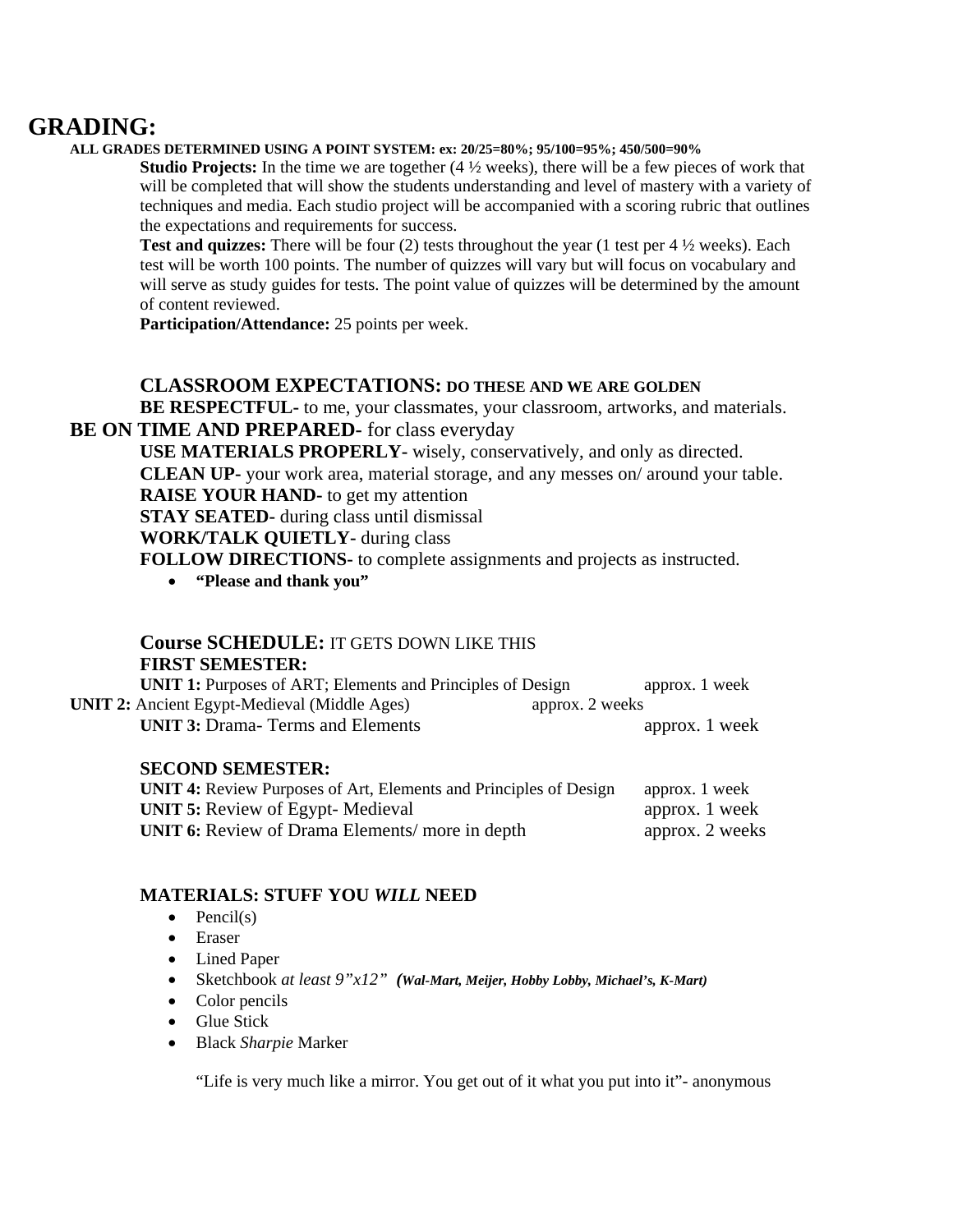# GRADING:

**ALL GRADES DETERMINED USING A POINT SYSTEM: ex: 20/25=80%; 95/100=95%; 450/500=90%**

**Studio Projects:** In the time we are together (4 ½ weeks), there will be a few pieces of work that will be completed that will show the students understanding and level of mastery with a variety of techniques and media. Each studio project will be accompanied with a scoring rubric that outlines the expectations and requirements for success.

**Test and quizzes:** There will be four (2) tests throughout the year (1 test per 4 ½ weeks). Each test will be worth 100 points. The number of quizzes will vary but will focus on vocabulary and will serve as study guides for tests. The point value of quizzes will be determined by the amount of content reviewed.

**Participation/Attendance:** 25 points per week.

## CLASSROOM EXPECTATIONS: DO THESE AND WE ARE GOLDEN

**BE RESPECTFUL-** to me, your classmates, your classroom, artworks, and materials.

**BE ON TIME AND PREPARED-** for class everyday

**USE MATERIALS PROPERLY-** wisely, conservatively, and only as directed.

**CLEAN UP-** your work area, material storage, and any messes on/ around your table.

**RAISE YOUR HAND-** to get my attention

**STAY SEATED-** during class until dismissal

**WORK/TALK QUIETLY-** during class

**FOLLOW DIRECTIONS-** to complete assignments and projects as instructed.

- **"Please and thank you"**

## Course SCHEDULE: IT GETS DOWN LIKE THIS

**FIRST SEMESTER:**

| | |
|---|---|
| **UNIT 1:** Purposes of ART; Elements and Principles of Design | approx. 1 week |
| **UNIT 2:** Ancient Egypt-Medieval (Middle Ages) | approx. 2 weeks |
| **UNIT 3:** Drama- Terms and Elements | approx. 1 week |

**SECOND SEMESTER:**

| | |
|---|---|
| **UNIT 4:** Review Purposes of Art, Elements and Principles of Design | approx. 1 week |
| **UNIT 5:** Review of Egypt- Medieval | approx. 1 week |
| **UNIT 6:** Review of Drama Elements/ more in depth | approx. 2 weeks |

## MATERIALS: STUFF YOU *WILL* NEED

- Pencil(s)
- Eraser
- Lined Paper
- Sketchbook *at least 9"x12"* ***(Wal-Mart, Meijer, Hobby Lobby, Michael's, K-Mart)***
- Color pencils
- Glue Stick
- Black *Sharpie* Marker

"Life is very much like a mirror. You get out of it what you put into it"- anonymous